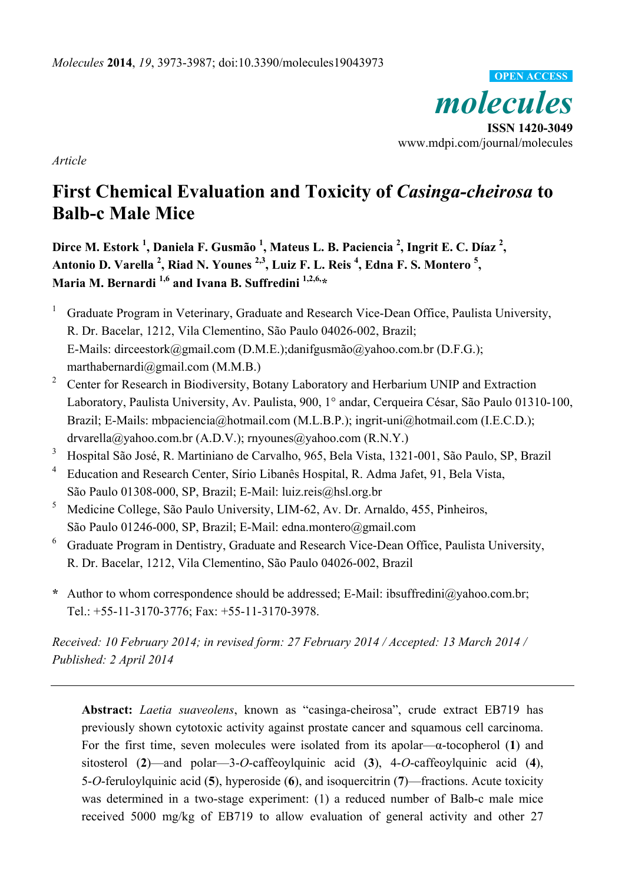*Article*

# First Chemical Evaluation and Toxicity of *Casinga-cheirosa* to Balb-c Male Mice

**Dirce M. Estork [1], Daniela F. Gusmão [1], Mateus L. B. Paciencia [2], Ingrit E. C. Díaz [2], Antonio D. Varella [2], Riad N. Younes [2,3], Luiz F. L. Reis [4], Edna F. S. Montero [5], Maria M. Bernardi [1,6] and Ivana B. Suffredini [1,2,6,*]**

[1] Graduate Program in Veterinary, Graduate and Research Vice-Dean Office, Paulista University, R. Dr. Bacelar, 1212, Vila Clementino, São Paulo 04026-002, Brazil; E-Mails: dirceestork@gmail.com (D.M.E.);danifgusmão@yahoo.com.br (D.F.G.); marthabernardi@gmail.com (M.M.B.)

[2] Center for Research in Biodiversity, Botany Laboratory and Herbarium UNIP and Extraction Laboratory, Paulista University, Av. Paulista, 900, 1° andar, Cerqueira César, São Paulo 01310-100, Brazil; E-Mails: mbpaciencia@hotmail.com (M.L.B.P.); ingrit-uni@hotmail.com (I.E.C.D.); drvarella@yahoo.com.br (A.D.V.); rnyounes@yahoo.com (R.N.Y.)

[3] Hospital São José, R. Martiniano de Carvalho, 965, Bela Vista, 1321-001, São Paulo, SP, Brazil

[4] Education and Research Center, Sírio Libanês Hospital, R. Adma Jafet, 91, Bela Vista, São Paulo 01308-000, SP, Brazil; E-Mail: luiz.reis@hsl.org.br

[5] Medicine College, São Paulo University, LIM-62, Av. Dr. Arnaldo, 455, Pinheiros, São Paulo 01246-000, SP, Brazil; E-Mail: edna.montero@gmail.com

[6] Graduate Program in Dentistry, Graduate and Research Vice-Dean Office, Paulista University, R. Dr. Bacelar, 1212, Vila Clementino, São Paulo 04026-002, Brazil

\* Author to whom correspondence should be addressed; E-Mail: ibsuffredini@yahoo.com.br; Tel.: +55-11-3170-3776; Fax: +55-11-3170-3978.

*Received: 10 February 2014; in revised form: 27 February 2014 / Accepted: 13 March 2014 / Published: 2 April 2014*

---

**Abstract:** *Laetia suaveolens*, known as "casinga-cheirosa", crude extract EB719 has previously shown cytotoxic activity against prostate cancer and squamous cell carcinoma. For the first time, seven molecules were isolated from its apolar—α-tocopherol (**1**) and sitosterol (**2**)—and polar—3-*O*-caffeoylquinic acid (**3**), 4-*O*-caffeoylquinic acid (**4**), 5-*O*-feruloylquinic acid (**5**), hyperoside (**6**), and isoquercitrin (**7**)—fractions. Acute toxicity was determined in a two-stage experiment: (1) a reduced number of Balb-c male mice received 5000 mg/kg of EB719 to allow evaluation of general activity and other 27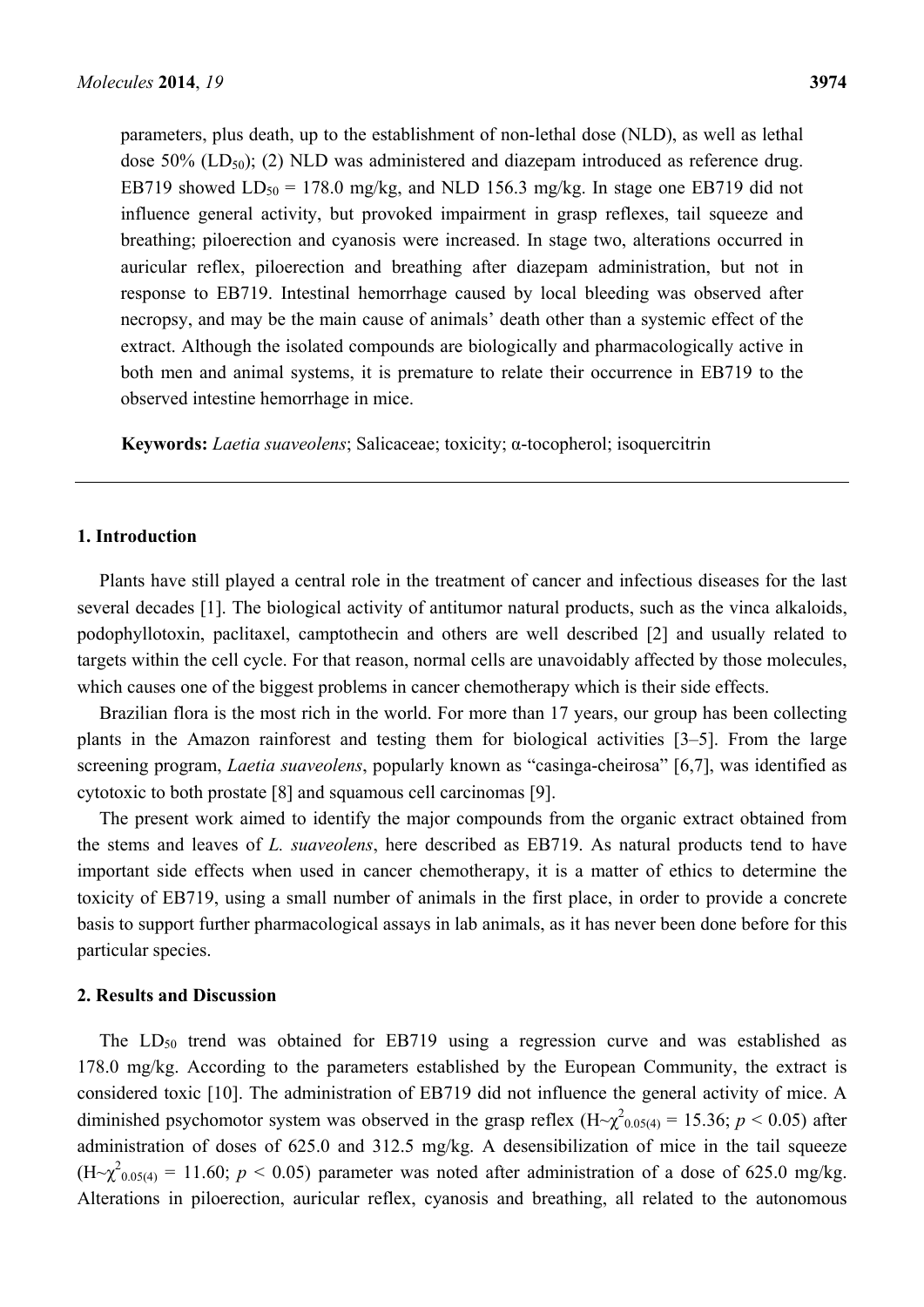parameters, plus death, up to the establishment of non-lethal dose (NLD), as well as lethal dose 50% ($LD_{50}$); (2) NLD was administered and diazepam introduced as reference drug. EB719 showed $LD_{50}$ = 178.0 mg/kg, and NLD 156.3 mg/kg. In stage one EB719 did not influence general activity, but provoked impairment in grasp reflexes, tail squeeze and breathing; piloerection and cyanosis were increased. In stage two, alterations occurred in auricular reflex, piloerection and breathing after diazepam administration, but not in response to EB719. Intestinal hemorrhage caused by local bleeding was observed after necropsy, and may be the main cause of animals' death other than a systemic effect of the extract. Although the isolated compounds are biologically and pharmacologically active in both men and animal systems, it is premature to relate their occurrence in EB719 to the observed intestine hemorrhage in mice.

**Keywords:** *Laetia suaveolens*; Salicaceae; toxicity; α-tocopherol; isoquercitrin

## 1. Introduction

Plants have still played a central role in the treatment of cancer and infectious diseases for the last several decades [1]. The biological activity of antitumor natural products, such as the vinca alkaloids, podophyllotoxin, paclitaxel, camptothecin and others are well described [2] and usually related to targets within the cell cycle. For that reason, normal cells are unavoidably affected by those molecules, which causes one of the biggest problems in cancer chemotherapy which is their side effects.

Brazilian flora is the most rich in the world. For more than 17 years, our group has been collecting plants in the Amazon rainforest and testing them for biological activities [3–5]. From the large screening program, *Laetia suaveolens*, popularly known as "casinga-cheirosa" [6,7], was identified as cytotoxic to both prostate [8] and squamous cell carcinomas [9].

The present work aimed to identify the major compounds from the organic extract obtained from the stems and leaves of *L. suaveolens*, here described as EB719. As natural products tend to have important side effects when used in cancer chemotherapy, it is a matter of ethics to determine the toxicity of EB719, using a small number of animals in the first place, in order to provide a concrete basis to support further pharmacological assays in lab animals, as it has never been done before for this particular species.

## 2. Results and Discussion

The $LD_{50}$ trend was obtained for EB719 using a regression curve and was established as 178.0 mg/kg. According to the parameters established by the European Community, the extract is considered toxic [10]. The administration of EB719 did not influence the general activity of mice. A diminished psychomotor system was observed in the grasp reflex ($H \sim \chi^2_{0.05(4)} = 15.36$; $p < 0.05$) after administration of doses of 625.0 and 312.5 mg/kg. A desensibilization of mice in the tail squeeze ($H \sim \chi^2_{0.05(4)} = 11.60$; $p < 0.05$) parameter was noted after administration of a dose of 625.0 mg/kg. Alterations in piloerection, auricular reflex, cyanosis and breathing, all related to the autonomous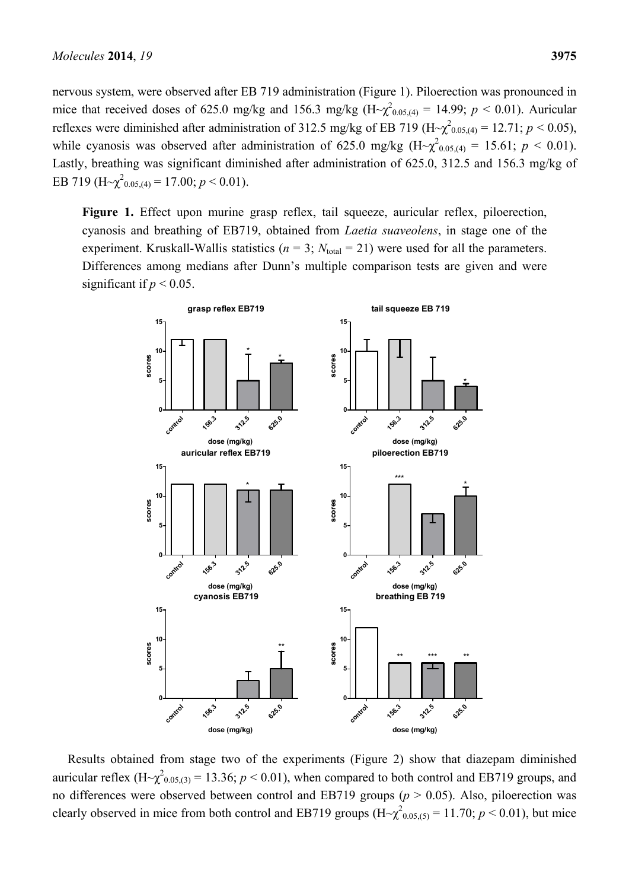nervous system, were observed after EB 719 administration (Figure 1). Piloerection was pronounced in mice that received doses of 625.0 mg/kg and 156.3 mg/kg ($H \sim \chi^2_{0.05,(4)} = 14.99$; $p < 0.01$). Auricular reflexes were diminished after administration of 312.5 mg/kg of EB 719 ($H \sim \chi^2_{0.05,(4)} = 12.71$; $p < 0.05$), while cyanosis was observed after administration of 625.0 mg/kg ($H \sim \chi^2_{0.05,(4)} = 15.61$; $p < 0.01$). Lastly, breathing was significant diminished after administration of 625.0, 312.5 and 156.3 mg/kg of EB 719 ($H \sim \chi^2_{0.05,(4)} = 17.00$; $p < 0.01$).

**Figure 1.** Effect upon murine grasp reflex, tail squeeze, auricular reflex, piloerection, cyanosis and breathing of EB719, obtained from *Laetia suaveolens*, in stage one of the experiment. Kruskall-Wallis statistics ($n = 3$; $N_{total} = 21$) were used for all the parameters. Differences among medians after Dunn's multiple comparison tests are given and were significant if $p < 0.05$.

grasp reflex EB719

tail squeeze EB 719

auricular reflex EB719

piloerection EB719

cyanosis EB719

breathing EB 719

scores

dose (mg/kg)

control 156.3 312.5 625.0

Results obtained from stage two of the experiments (Figure 2) show that diazepam diminished auricular reflex ($H \sim \chi^2_{0.05,(3)} = 13.36$; $p < 0.01$), when compared to both control and EB719 groups, and no differences were observed between control and EB719 groups ($p > 0.05$). Also, piloerection was clearly observed in mice from both control and EB719 groups ($H \sim \chi^2_{0.05,(5)} = 11.70$; $p < 0.01$), but mice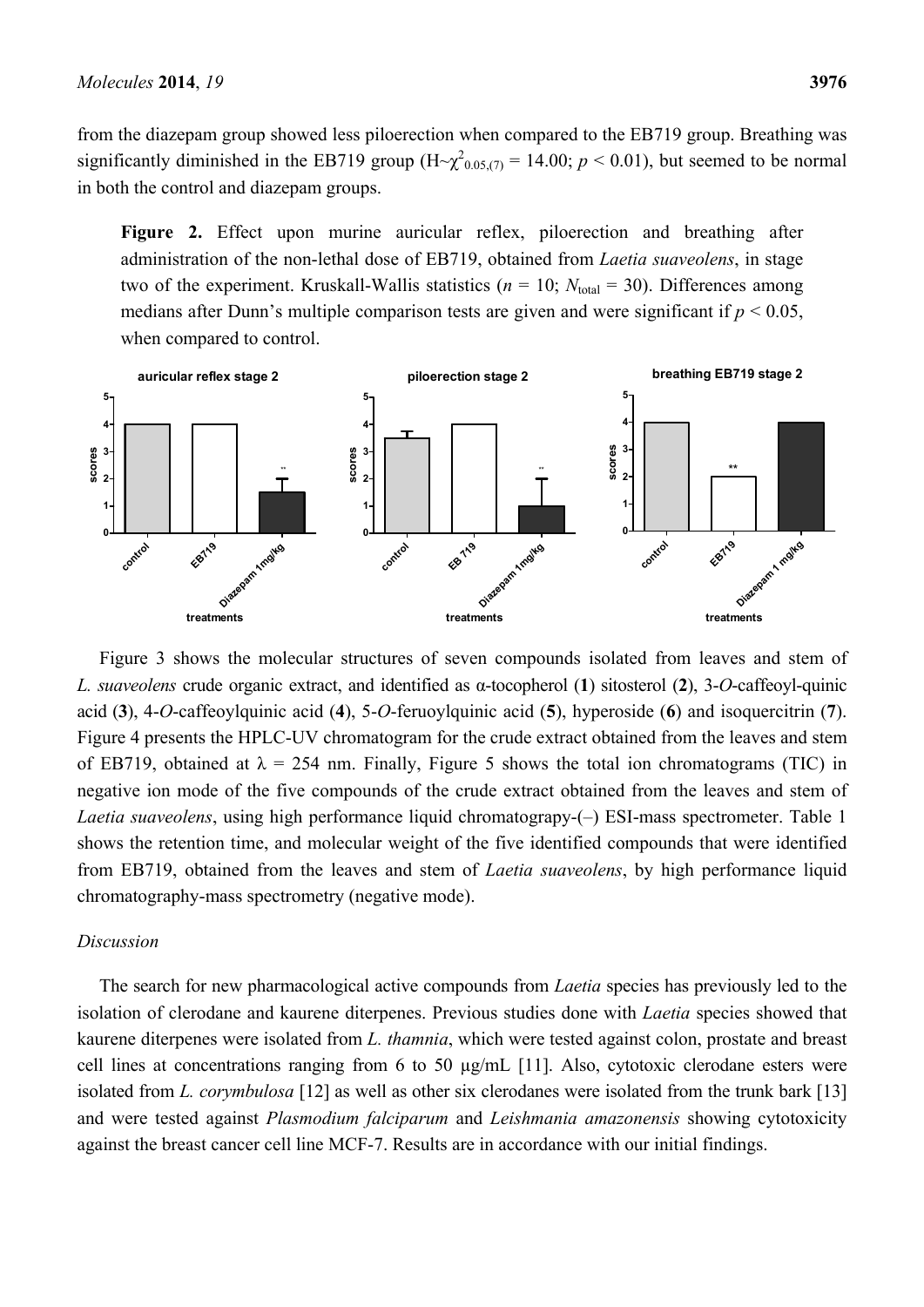from the diazepam group showed less piloerection when compared to the EB719 group. Breathing was significantly diminished in the EB719 group ($H \sim \chi^2_{0.05,(7)} = 14.00$; $p < 0.01$), but seemed to be normal in both the control and diazepam groups.

**Figure 2.** Effect upon murine auricular reflex, piloerection and breathing after administration of the non-lethal dose of EB719, obtained from *Laetia suaveolens*, in stage two of the experiment. Kruskall-Wallis statistics ($n = 10$; $N_{total} = 30$). Differences among medians after Dunn's multiple comparison tests are given and were significant if $p < 0.05$, when compared to control.

**auricular reflex stage 2**

scores

5
4
3
2
1
0

**

control
EB719
Diazepam 1mg/kg

treatments

**piloerection stage 2**

scores

5
4
3
2
1
0

**

control
EB 719
Diazepam 1mg/kg

treatments

**breathing EB719 stage 2**

scores

5
4
3
2
1
0

**

control
EB719
Diazepam 1 mg/kg

treatments

Figure 3 shows the molecular structures of seven compounds isolated from leaves and stem of *L. suaveolens* crude organic extract, and identified as α-tocopherol (**1**) sitosterol (**2**), 3-*O*-caffeoyl-quinic acid (**3**), 4-*O*-caffeoylquinic acid (**4**), 5-*O*-feruoylquinic acid (**5**), hyperoside (**6**) and isoquercitrin (**7**). Figure 4 presents the HPLC-UV chromatogram for the crude extract obtained from the leaves and stem of EB719, obtained at λ = 254 nm. Finally, Figure 5 shows the total ion chromatograms (TIC) in negative ion mode of the five compounds of the crude extract obtained from the leaves and stem of *Laetia suaveolens*, using high performance liquid chromatograpy-(–) ESI-mass spectrometer. Table 1 shows the retention time, and molecular weight of the five identified compounds that were identified from EB719, obtained from the leaves and stem of *Laetia suaveolens*, by high performance liquid chromatography-mass spectrometry (negative mode).

*Discussion*

The search for new pharmacological active compounds from *Laetia* species has previously led to the isolation of clerodane and kaurene diterpenes. Previous studies done with *Laetia* species showed that kaurene diterpenes were isolated from *L. thamnia*, which were tested against colon, prostate and breast cell lines at concentrations ranging from 6 to 50 µg/mL [11]. Also, cytotoxic clerodane esters were isolated from *L. corymbulosa* [12] as well as other six clerodanes were isolated from the trunk bark [13] and were tested against *Plasmodium falciparum* and *Leishmania amazonensis* showing cytotoxicity against the breast cancer cell line MCF-7. Results are in accordance with our initial findings.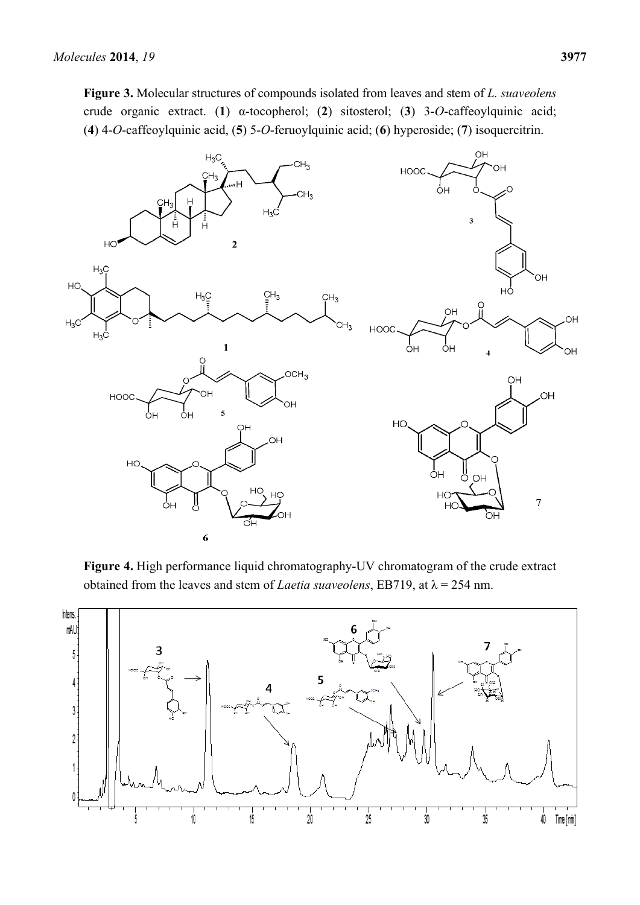**Figure 3.** Molecular structures of compounds isolated from leaves and stem of *L. suaveolens* crude organic extract. (**1**) α-tocopherol; (**2**) sitosterol; (**3**) 3-*O*-caffeoylquinic acid; (**4**) 4-*O*-caffeoylquinic acid, (**5**) 5-*O*-feruoylquinic acid; (**6**) hyperoside; (**7**) isoquercitrin.

**Figure 4.** High performance liquid chromatography-UV chromatogram of the crude extract obtained from the leaves and stem of *Laetia suaveolens*, EB719, at λ = 254 nm.

Intens.
mAU

0
1
2
3
4
5

5
10
15
20
25
30
35
40
Time [min]

3
4
5
6
7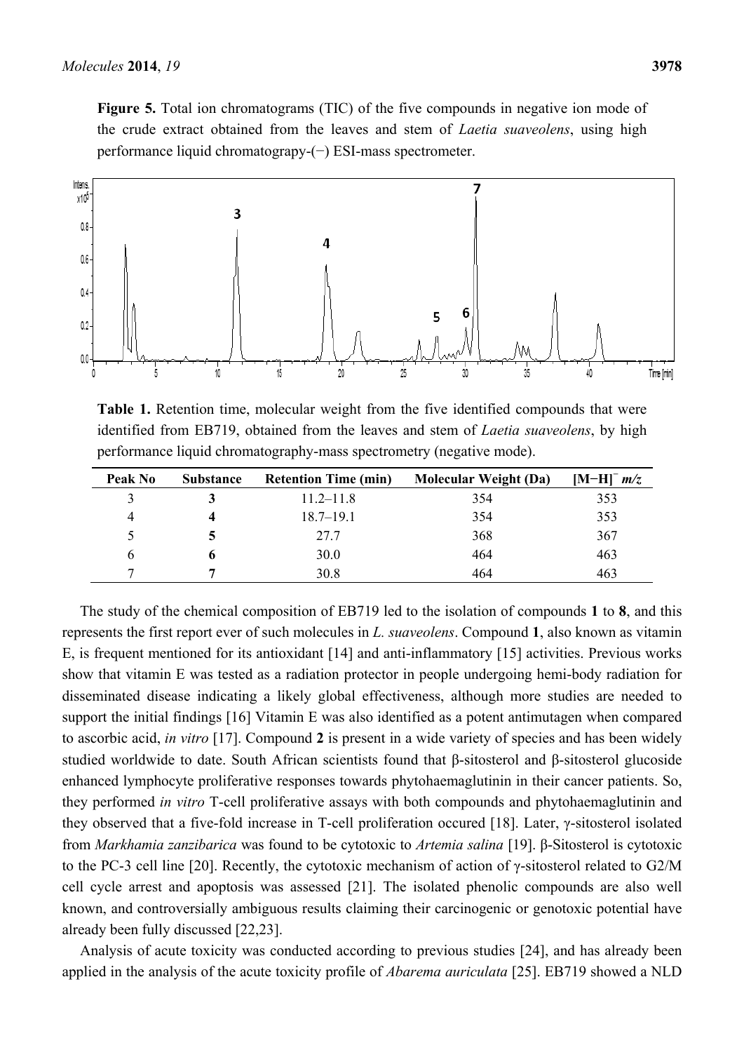**Figure 5.** Total ion chromatograms (TIC) of the five compounds in negative ion mode of the crude extract obtained from the leaves and stem of *Laetia suaveolens*, using high performance liquid chromatograpy-(−) ESI-mass spectrometer.

Intens. x10^5

0.8
0.6
0.4
0.2
0.0

3
4
5
6
7

0 5 10 15 20 25 30 35 40 Time [min]

**Table 1.** Retention time, molecular weight from the five identified compounds that were identified from EB719, obtained from the leaves and stem of *Laetia suaveolens*, by high performance liquid chromatography-mass spectrometry (negative mode).

| Peak No | Substance | Retention Time (min) | Molecular Weight (Da) | $[M-H]^-$ *m/z* |
|---|---|---|---|---|
| 3 | **3** | 11.2–11.8 | 354 | 353 |
| 4 | **4** | 18.7–19.1 | 354 | 353 |
| 5 | **5** | 27.7 | 368 | 367 |
| 6 | **6** | 30.0 | 464 | 463 |
| 7 | **7** | 30.8 | 464 | 463 |

The study of the chemical composition of EB719 led to the isolation of compounds **1** to **8**, and this represents the first report ever of such molecules in *L. suaveolens*. Compound **1**, also known as vitamin E, is frequent mentioned for its antioxidant [14] and anti-inflammatory [15] activities. Previous works show that vitamin E was tested as a radiation protector in people undergoing hemi-body radiation for disseminated disease indicating a likely global effectiveness, although more studies are needed to support the initial findings [16] Vitamin E was also identified as a potent antimutagen when compared to ascorbic acid, *in vitro* [17]. Compound **2** is present in a wide variety of species and has been widely studied worldwide to date. South African scientists found that β-sitosterol and β-sitosterol glucoside enhanced lymphocyte proliferative responses towards phytohaemaglutinin in their cancer patients. So, they performed *in vitro* T-cell proliferative assays with both compounds and phytohaemaglutinin and they observed that a five-fold increase in T-cell proliferation occured [18]. Later, γ-sitosterol isolated from *Markhamia zanzibarica* was found to be cytotoxic to *Artemia salina* [19]. β-Sitosterol is cytotoxic to the PC-3 cell line [20]. Recently, the cytotoxic mechanism of action of γ-sitosterol related to G2/M cell cycle arrest and apoptosis was assessed [21]. The isolated phenolic compounds are also well known, and controversially ambiguous results claiming their carcinogenic or genotoxic potential have already been fully discussed [22,23].

Analysis of acute toxicity was conducted according to previous studies [24], and has already been applied in the analysis of the acute toxicity profile of *Abarema auriculata* [25]. EB719 showed a NLD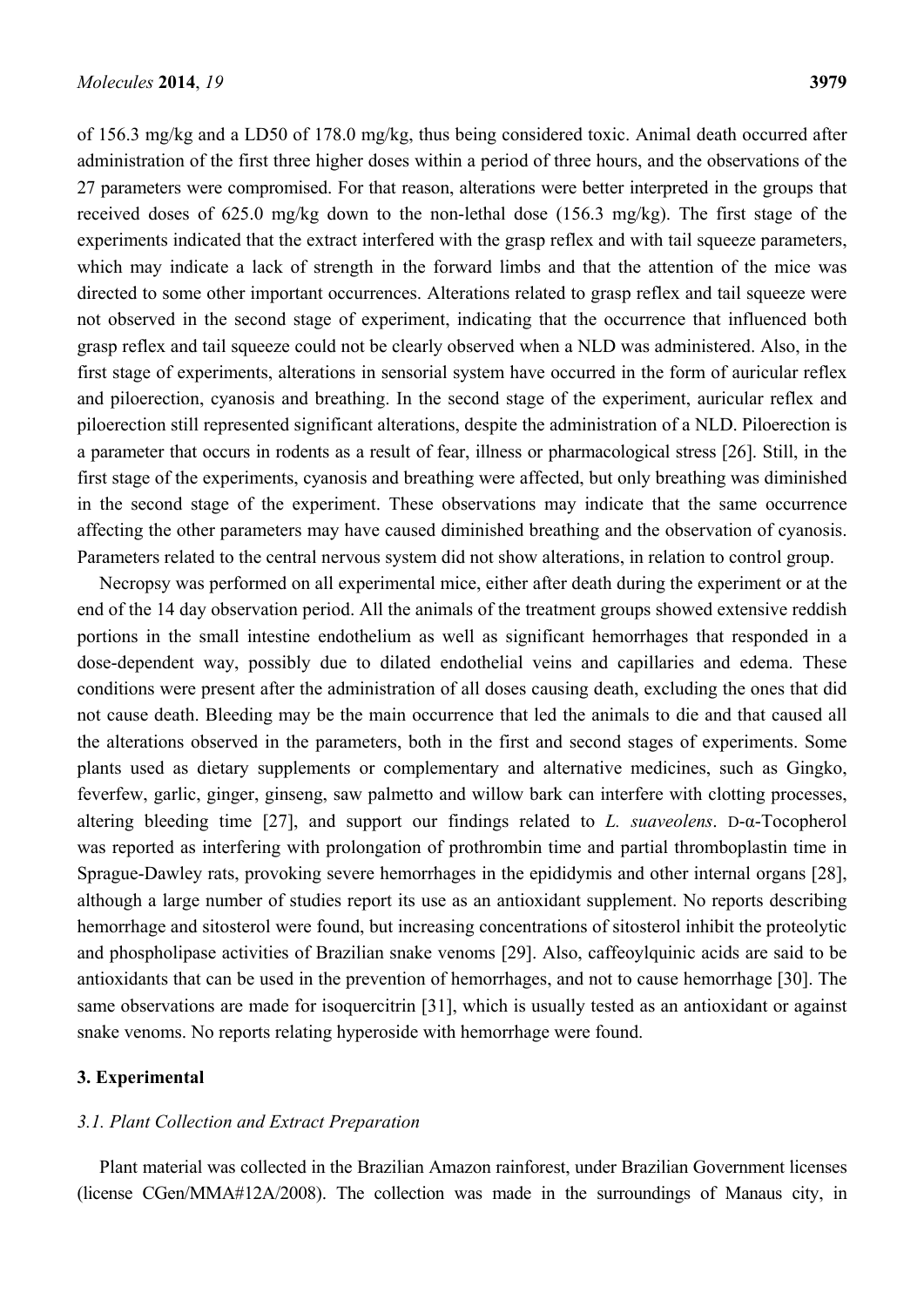of 156.3 mg/kg and a LD50 of 178.0 mg/kg, thus being considered toxic. Animal death occurred after administration of the first three higher doses within a period of three hours, and the observations of the 27 parameters were compromised. For that reason, alterations were better interpreted in the groups that received doses of 625.0 mg/kg down to the non-lethal dose (156.3 mg/kg). The first stage of the experiments indicated that the extract interfered with the grasp reflex and with tail squeeze parameters, which may indicate a lack of strength in the forward limbs and that the attention of the mice was directed to some other important occurrences. Alterations related to grasp reflex and tail squeeze were not observed in the second stage of experiment, indicating that the occurrence that influenced both grasp reflex and tail squeeze could not be clearly observed when a NLD was administered. Also, in the first stage of experiments, alterations in sensorial system have occurred in the form of auricular reflex and piloerection, cyanosis and breathing. In the second stage of the experiment, auricular reflex and piloerection still represented significant alterations, despite the administration of a NLD. Piloerection is a parameter that occurs in rodents as a result of fear, illness or pharmacological stress [26]. Still, in the first stage of the experiments, cyanosis and breathing were affected, but only breathing was diminished in the second stage of the experiment. These observations may indicate that the same occurrence affecting the other parameters may have caused diminished breathing and the observation of cyanosis. Parameters related to the central nervous system did not show alterations, in relation to control group.

Necropsy was performed on all experimental mice, either after death during the experiment or at the end of the 14 day observation period. All the animals of the treatment groups showed extensive reddish portions in the small intestine endothelium as well as significant hemorrhages that responded in a dose-dependent way, possibly due to dilated endothelial veins and capillaries and edema. These conditions were present after the administration of all doses causing death, excluding the ones that did not cause death. Bleeding may be the main occurrence that led the animals to die and that caused all the alterations observed in the parameters, both in the first and second stages of experiments. Some plants used as dietary supplements or complementary and alternative medicines, such as Gingko, feverfew, garlic, ginger, ginseng, saw palmetto and willow bark can interfere with clotting processes, altering bleeding time [27], and support our findings related to *L. suaveolens*. D-α-Tocopherol was reported as interfering with prolongation of prothrombin time and partial thromboplastin time in Sprague-Dawley rats, provoking severe hemorrhages in the epididymis and other internal organs [28], although a large number of studies report its use as an antioxidant supplement. No reports describing hemorrhage and sitosterol were found, but increasing concentrations of sitosterol inhibit the proteolytic and phospholipase activities of Brazilian snake venoms [29]. Also, caffeoylquinic acids are said to be antioxidants that can be used in the prevention of hemorrhages, and not to cause hemorrhage [30]. The same observations are made for isoquercitrin [31], which is usually tested as an antioxidant or against snake venoms. No reports relating hyperoside with hemorrhage were found.

## 3. Experimental

### 3.1. Plant Collection and Extract Preparation

Plant material was collected in the Brazilian Amazon rainforest, under Brazilian Government licenses (license CGen/MMA#12A/2008). The collection was made in the surroundings of Manaus city, in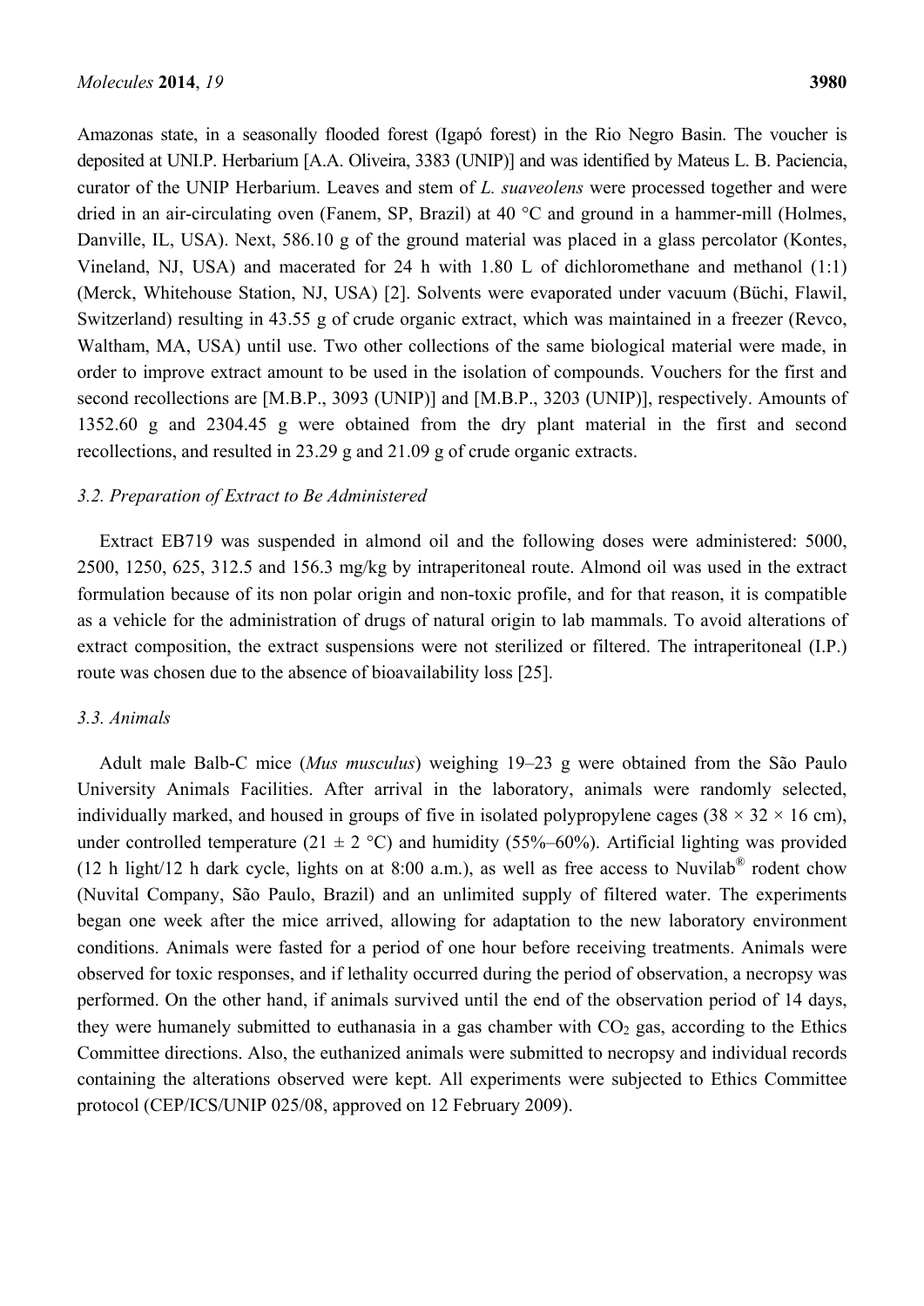Amazonas state, in a seasonally flooded forest (Igapó forest) in the Rio Negro Basin. The voucher is deposited at UNI.P. Herbarium [A.A. Oliveira, 3383 (UNIP)] and was identified by Mateus L. B. Paciencia, curator of the UNIP Herbarium. Leaves and stem of *L. suaveolens* were processed together and were dried in an air-circulating oven (Fanem, SP, Brazil) at 40 °C and ground in a hammer-mill (Holmes, Danville, IL, USA). Next, 586.10 g of the ground material was placed in a glass percolator (Kontes, Vineland, NJ, USA) and macerated for 24 h with 1.80 L of dichloromethane and methanol (1:1) (Merck, Whitehouse Station, NJ, USA) [2]. Solvents were evaporated under vacuum (Büchi, Flawil, Switzerland) resulting in 43.55 g of crude organic extract, which was maintained in a freezer (Revco, Waltham, MA, USA) until use. Two other collections of the same biological material were made, in order to improve extract amount to be used in the isolation of compounds. Vouchers for the first and second recollections are [M.B.P., 3093 (UNIP)] and [M.B.P., 3203 (UNIP)], respectively. Amounts of 1352.60 g and 2304.45 g were obtained from the dry plant material in the first and second recollections, and resulted in 23.29 g and 21.09 g of crude organic extracts.

### 3.2. Preparation of Extract to Be Administered

Extract EB719 was suspended in almond oil and the following doses were administered: 5000, 2500, 1250, 625, 312.5 and 156.3 mg/kg by intraperitoneal route. Almond oil was used in the extract formulation because of its non polar origin and non-toxic profile, and for that reason, it is compatible as a vehicle for the administration of drugs of natural origin to lab mammals. To avoid alterations of extract composition, the extract suspensions were not sterilized or filtered. The intraperitoneal (I.P.) route was chosen due to the absence of bioavailability loss [25].

### 3.3. Animals

Adult male Balb-C mice (*Mus musculus*) weighing 19–23 g were obtained from the São Paulo University Animals Facilities. After arrival in the laboratory, animals were randomly selected, individually marked, and housed in groups of five in isolated polypropylene cages (38 × 32 × 16 cm), under controlled temperature (21 ± 2 °C) and humidity (55%–60%). Artificial lighting was provided (12 h light/12 h dark cycle, lights on at 8:00 a.m.), as well as free access to Nuvilab® rodent chow (Nuvital Company, São Paulo, Brazil) and an unlimited supply of filtered water. The experiments began one week after the mice arrived, allowing for adaptation to the new laboratory environment conditions. Animals were fasted for a period of one hour before receiving treatments. Animals were observed for toxic responses, and if lethality occurred during the period of observation, a necropsy was performed. On the other hand, if animals survived until the end of the observation period of 14 days, they were humanely submitted to euthanasia in a gas chamber with $CO_2$ gas, according to the Ethics Committee directions. Also, the euthanized animals were submitted to necropsy and individual records containing the alterations observed were kept. All experiments were subjected to Ethics Committee protocol (CEP/ICS/UNIP 025/08, approved on 12 February 2009).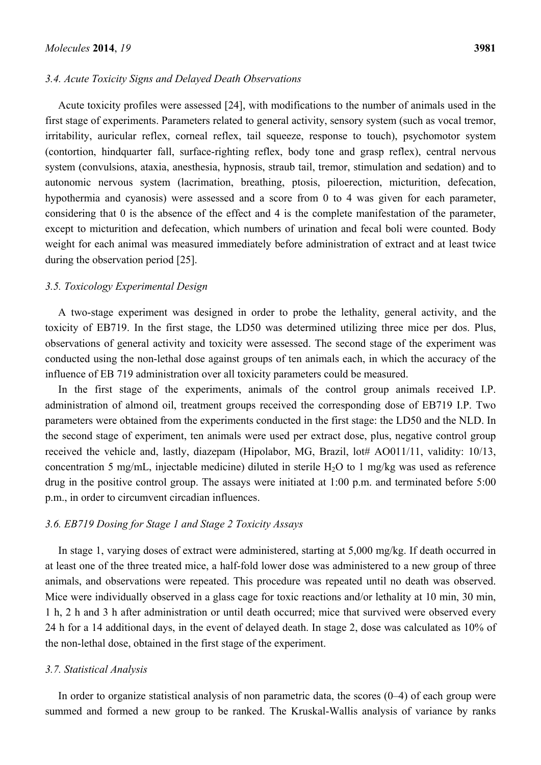### 3.4. Acute Toxicity Signs and Delayed Death Observations

Acute toxicity profiles were assessed [24], with modifications to the number of animals used in the first stage of experiments. Parameters related to general activity, sensory system (such as vocal tremor, irritability, auricular reflex, corneal reflex, tail squeeze, response to touch), psychomotor system (contortion, hindquarter fall, surface-righting reflex, body tone and grasp reflex), central nervous system (convulsions, ataxia, anesthesia, hypnosis, straub tail, tremor, stimulation and sedation) and to autonomic nervous system (lacrimation, breathing, ptosis, piloerection, micturition, defecation, hypothermia and cyanosis) were assessed and a score from 0 to 4 was given for each parameter, considering that 0 is the absence of the effect and 4 is the complete manifestation of the parameter, except to micturition and defecation, which numbers of urination and fecal boli were counted. Body weight for each animal was measured immediately before administration of extract and at least twice during the observation period [25].

### 3.5. Toxicology Experimental Design

A two-stage experiment was designed in order to probe the lethality, general activity, and the toxicity of EB719. In the first stage, the LD50 was determined utilizing three mice per dos. Plus, observations of general activity and toxicity were assessed. The second stage of the experiment was conducted using the non-lethal dose against groups of ten animals each, in which the accuracy of the influence of EB 719 administration over all toxicity parameters could be measured.

In the first stage of the experiments, animals of the control group animals received I.P. administration of almond oil, treatment groups received the corresponding dose of EB719 I.P. Two parameters were obtained from the experiments conducted in the first stage: the LD50 and the NLD. In the second stage of experiment, ten animals were used per extract dose, plus, negative control group received the vehicle and, lastly, diazepam (Hipolabor, MG, Brazil, lot# AO011/11, validity: 10/13, concentration 5 mg/mL, injectable medicine) diluted in sterile $H_2O$ to 1 mg/kg was used as reference drug in the positive control group. The assays were initiated at 1:00 p.m. and terminated before 5:00 p.m., in order to circumvent circadian influences.

### 3.6. EB719 Dosing for Stage 1 and Stage 2 Toxicity Assays

In stage 1, varying doses of extract were administered, starting at 5,000 mg/kg. If death occurred in at least one of the three treated mice, a half-fold lower dose was administered to a new group of three animals, and observations were repeated. This procedure was repeated until no death was observed. Mice were individually observed in a glass cage for toxic reactions and/or lethality at 10 min, 30 min, 1 h, 2 h and 3 h after administration or until death occurred; mice that survived were observed every 24 h for a 14 additional days, in the event of delayed death. In stage 2, dose was calculated as 10% of the non-lethal dose, obtained in the first stage of the experiment.

### 3.7. Statistical Analysis

In order to organize statistical analysis of non parametric data, the scores (0–4) of each group were summed and formed a new group to be ranked. The Kruskal-Wallis analysis of variance by ranks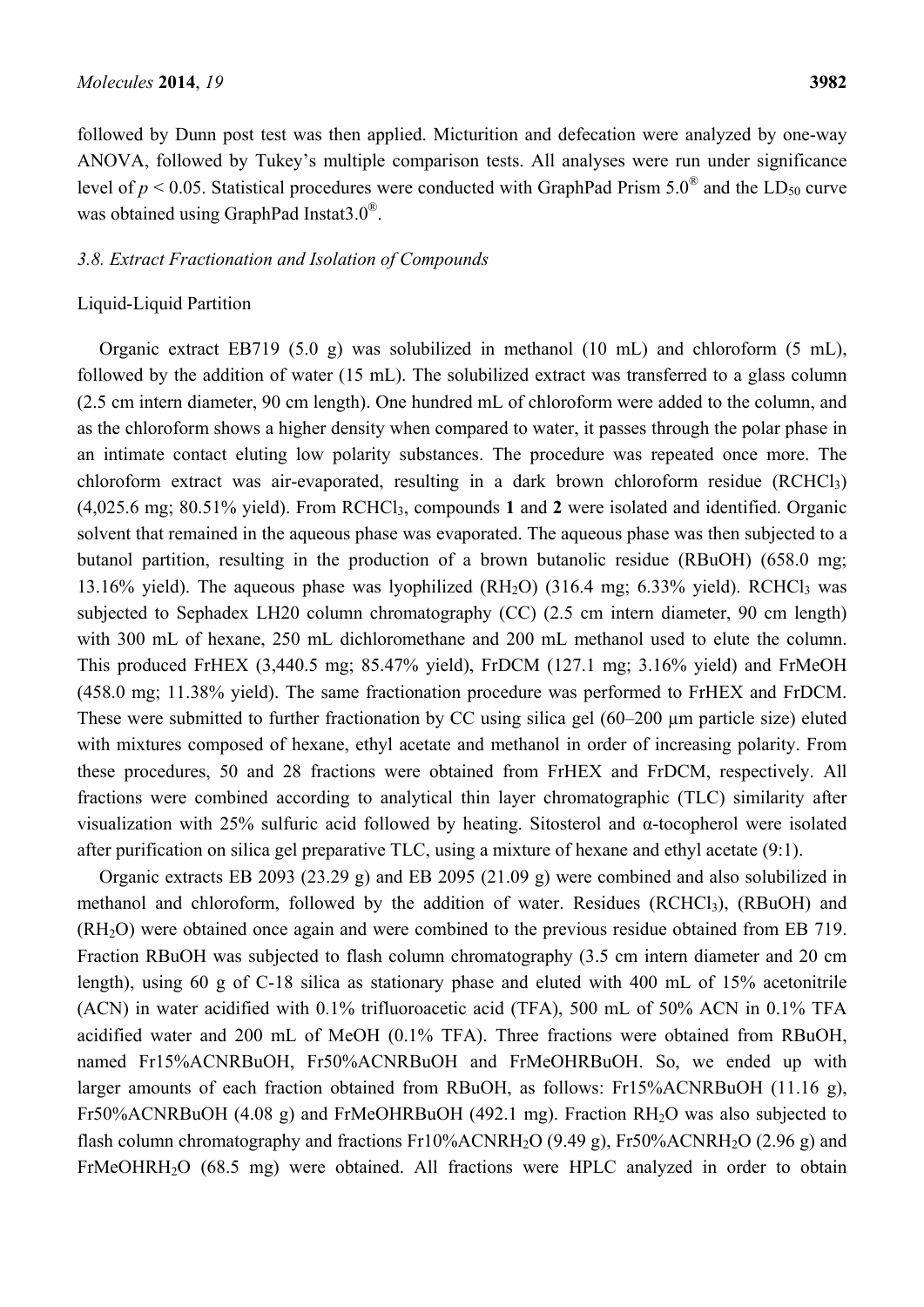followed by Dunn post test was then applied. Micturition and defecation were analyzed by one-way ANOVA, followed by Tukey's multiple comparison tests. All analyses were run under significance level of $p < 0.05$. Statistical procedures were conducted with GraphPad Prism 5.0® and the $LD_{50}$ curve was obtained using GraphPad Instat3.0®.

### *3.8. Extract Fractionation and Isolation of Compounds*

Liquid-Liquid Partition

Organic extract EB719 (5.0 g) was solubilized in methanol (10 mL) and chloroform (5 mL), followed by the addition of water (15 mL). The solubilized extract was transferred to a glass column (2.5 cm intern diameter, 90 cm length). One hundred mL of chloroform were added to the column, and as the chloroform shows a higher density when compared to water, it passes through the polar phase in an intimate contact eluting low polarity substances. The procedure was repeated once more. The chloroform extract was air-evaporated, resulting in a dark brown chloroform residue ($RCHCl_3$) (4,025.6 mg; 80.51% yield). From $RCHCl_3$, compounds **1** and **2** were isolated and identified. Organic solvent that remained in the aqueous phase was evaporated. The aqueous phase was then subjected to a butanol partition, resulting in the production of a brown butanolic residue (RBuOH) (658.0 mg; 13.16% yield). The aqueous phase was lyophilized ($RH_2O$) (316.4 mg; 6.33% yield). $RCHCl_3$ was subjected to Sephadex LH20 column chromatography (CC) (2.5 cm intern diameter, 90 cm length) with 300 mL of hexane, 250 mL dichloromethane and 200 mL methanol used to elute the column. This produced FrHEX (3,440.5 mg; 85.47% yield), FrDCM (127.1 mg; 3.16% yield) and FrMeOH (458.0 mg; 11.38% yield). The same fractionation procedure was performed to FrHEX and FrDCM. These were submitted to further fractionation by CC using silica gel (60–200 µm particle size) eluted with mixtures composed of hexane, ethyl acetate and methanol in order of increasing polarity. From these procedures, 50 and 28 fractions were obtained from FrHEX and FrDCM, respectively. All fractions were combined according to analytical thin layer chromatographic (TLC) similarity after visualization with 25% sulfuric acid followed by heating. Sitosterol and α-tocopherol were isolated after purification on silica gel preparative TLC, using a mixture of hexane and ethyl acetate (9:1).

Organic extracts EB 2093 (23.29 g) and EB 2095 (21.09 g) were combined and also solubilized in methanol and chloroform, followed by the addition of water. Residues ($RCHCl_3$), (RBuOH) and ($RH_2O$) were obtained once again and were combined to the previous residue obtained from EB 719. Fraction RBuOH was subjected to flash column chromatography (3.5 cm intern diameter and 20 cm length), using 60 g of C-18 silica as stationary phase and eluted with 400 mL of 15% acetonitrile (ACN) in water acidified with 0.1% trifluoroacetic acid (TFA), 500 mL of 50% ACN in 0.1% TFA acidified water and 200 mL of MeOH (0.1% TFA). Three fractions were obtained from RBuOH, named Fr15%ACNRBuOH, Fr50%ACNRBuOH and FrMeOHRBuOH. So, we ended up with larger amounts of each fraction obtained from RBuOH, as follows: Fr15%ACNRBuOH (11.16 g), Fr50%ACNRBuOH (4.08 g) and FrMeOHRBuOH (492.1 mg). Fraction $RH_2O$ was also subjected to flash column chromatography and fractions Fr10%ACN$RH_2O$ (9.49 g), Fr50%ACN$RH_2O$ (2.96 g) and FrMeOH$RH_2O$ (68.5 mg) were obtained. All fractions were HPLC analyzed in order to obtain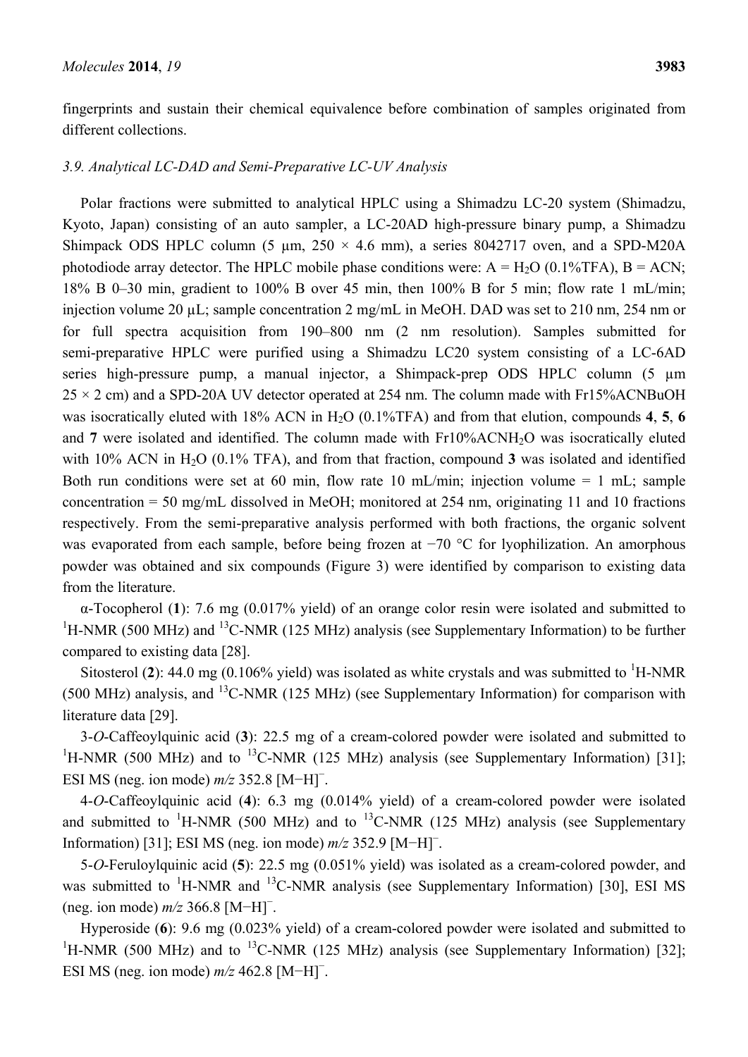fingerprints and sustain their chemical equivalence before combination of samples originated from different collections.

### *3.9. Analytical LC-DAD and Semi-Preparative LC-UV Analysis*

Polar fractions were submitted to analytical HPLC using a Shimadzu LC-20 system (Shimadzu, Kyoto, Japan) consisting of an auto sampler, a LC-20AD high-pressure binary pump, a Shimadzu Shimpack ODS HPLC column (5 µm, 250 × 4.6 mm), a series 8042717 oven, and a SPD-M20A photodiode array detector. The HPLC mobile phase conditions were: A = $H_2O$ (0.1%TFA), B = ACN; 18% B 0–30 min, gradient to 100% B over 45 min, then 100% B for 5 min; flow rate 1 mL/min; injection volume 20 µL; sample concentration 2 mg/mL in MeOH. DAD was set to 210 nm, 254 nm or for full spectra acquisition from 190–800 nm (2 nm resolution). Samples submitted for semi-preparative HPLC were purified using a Shimadzu LC20 system consisting of a LC-6AD series high-pressure pump, a manual injector, a Shimpack-prep ODS HPLC column (5 µm 25 × 2 cm) and a SPD-20A UV detector operated at 254 nm. The column made with Fr15%ACNBuOH was isocratically eluted with 18% ACN in $H_2O$ (0.1%TFA) and from that elution, compounds **4**, **5**, **6** and **7** were isolated and identified. The column made with Fr10%ACN$H_2O$ was isocratically eluted with 10% ACN in $H_2O$ (0.1% TFA), and from that fraction, compound **3** was isolated and identified Both run conditions were set at 60 min, flow rate 10 mL/min; injection volume = 1 mL; sample concentration = 50 mg/mL dissolved in MeOH; monitored at 254 nm, originating 11 and 10 fractions respectively. From the semi-preparative analysis performed with both fractions, the organic solvent was evaporated from each sample, before being frozen at −70 °C for lyophilization. An amorphous powder was obtained and six compounds (Figure 3) were identified by comparison to existing data from the literature.

α-Tocopherol (**1**): 7.6 mg (0.017% yield) of an orange color resin were isolated and submitted to $^1$H-NMR (500 MHz) and $^{13}$C-NMR (125 MHz) analysis (see Supplementary Information) to be further compared to existing data [28].

Sitosterol (**2**): 44.0 mg (0.106% yield) was isolated as white crystals and was submitted to $^1$H-NMR (500 MHz) analysis, and $^{13}$C-NMR (125 MHz) (see Supplementary Information) for comparison with literature data [29].

3-*O*-Caffeoylquinic acid (**3**): 22.5 mg of a cream-colored powder were isolated and submitted to $^1$H-NMR (500 MHz) and to $^{13}$C-NMR (125 MHz) analysis (see Supplementary Information) [31]; ESI MS (neg. ion mode) *m/z* 352.8 $[M-H]^-$.

4-*O*-Caffeoylquinic acid (**4**): 6.3 mg (0.014% yield) of a cream-colored powder were isolated and submitted to $^1$H-NMR (500 MHz) and to $^{13}$C-NMR (125 MHz) analysis (see Supplementary Information) [31]; ESI MS (neg. ion mode) *m/z* 352.9 $[M-H]^-$.

5-*O*-Feruloylquinic acid (**5**): 22.5 mg (0.051% yield) was isolated as a cream-colored powder, and was submitted to $^1$H-NMR and $^{13}$C-NMR analysis (see Supplementary Information) [30], ESI MS (neg. ion mode) *m/z* 366.8 $[M-H]^-$.

Hyperoside (**6**): 9.6 mg (0.023% yield) of a cream-colored powder were isolated and submitted to $^1$H-NMR (500 MHz) and to $^{13}$C-NMR (125 MHz) analysis (see Supplementary Information) [32]; ESI MS (neg. ion mode) *m/z* 462.8 $[M-H]^-$.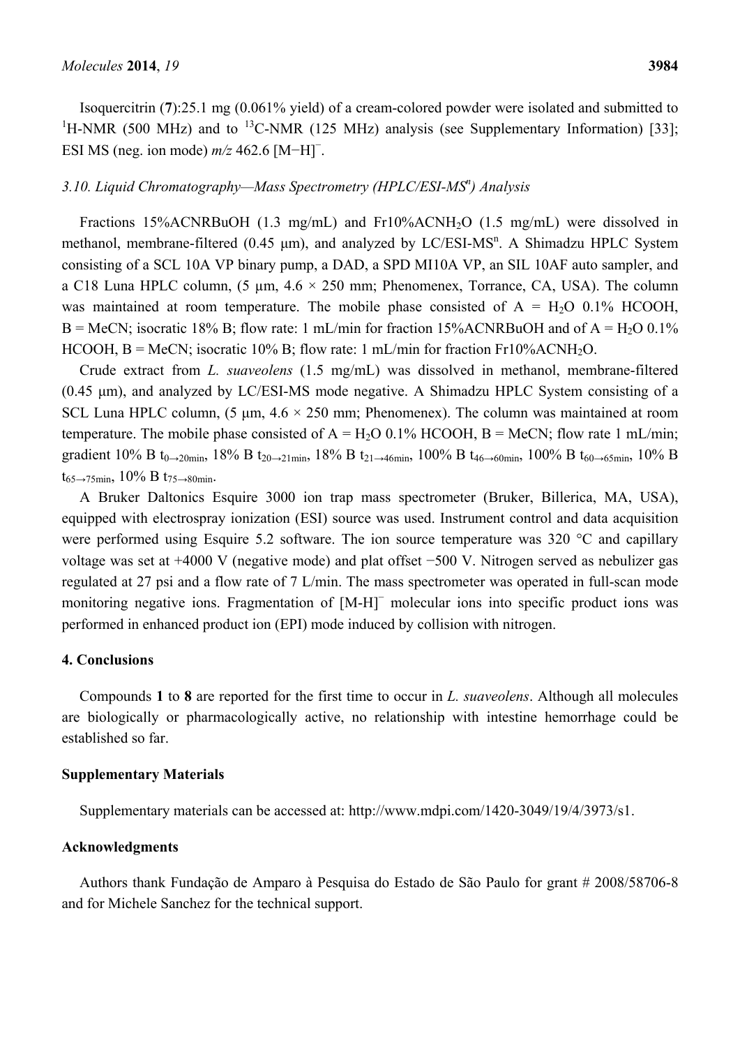Isoquercitrin (**7**):25.1 mg (0.061% yield) of a cream-colored powder were isolated and submitted to $^{1}$H-NMR (500 MHz) and to $^{13}$C-NMR (125 MHz) analysis (see Supplementary Information) [33]; ESI MS (neg. ion mode) *m/z* 462.6 $[M-H]^-$.

### *3.10. Liquid Chromatography—Mass Spectrometry (HPLC/ESI-MS$^n$) Analysis*

Fractions 15%ACNRBuOH (1.3 mg/mL) and Fr10%ACN$H_2O$ (1.5 mg/mL) were dissolved in methanol, membrane-filtered (0.45 µm), and analyzed by LC/ESI-MS$^n$. A Shimadzu HPLC System consisting of a SCL 10A VP binary pump, a DAD, a SPD MI10A VP, an SIL 10AF auto sampler, and a C18 Luna HPLC column, (5 µm, 4.6 × 250 mm; Phenomenex, Torrance, CA, USA). The column was maintained at room temperature. The mobile phase consisted of A = $H_2O$ 0.1% HCOOH, B = MeCN; isocratic 18% B; flow rate: 1 mL/min for fraction 15%ACNRBuOH and of A = $H_2O$ 0.1% HCOOH, B = MeCN; isocratic 10% B; flow rate: 1 mL/min for fraction Fr10%ACN$H_2O$.

Crude extract from *L. suaveolens* (1.5 mg/mL) was dissolved in methanol, membrane-filtered (0.45 µm), and analyzed by LC/ESI-MS mode negative. A Shimadzu HPLC System consisting of a SCL Luna HPLC column, (5 µm, 4.6 × 250 mm; Phenomenex). The column was maintained at room temperature. The mobile phase consisted of A = $H_2O$ 0.1% HCOOH, B = MeCN; flow rate 1 mL/min; gradient 10% B $t_{0\rightarrow 20min}$, 18% B $t_{20\rightarrow 21min}$, 18% B $t_{21\rightarrow 46min}$, 100% B $t_{46\rightarrow 60min}$, 100% B $t_{60\rightarrow 65min}$, 10% B $t_{65\rightarrow 75min}$, 10% B $t_{75\rightarrow 80min}$.

A Bruker Daltonics Esquire 3000 ion trap mass spectrometer (Bruker, Billerica, MA, USA), equipped with electrospray ionization (ESI) source was used. Instrument control and data acquisition were performed using Esquire 5.2 software. The ion source temperature was 320 °C and capillary voltage was set at +4000 V (negative mode) and plat offset −500 V. Nitrogen served as nebulizer gas regulated at 27 psi and a flow rate of 7 L/min. The mass spectrometer was operated in full-scan mode monitoring negative ions. Fragmentation of $[M-H]^-$ molecular ions into specific product ions was performed in enhanced product ion (EPI) mode induced by collision with nitrogen.

## 4. Conclusions

Compounds **1** to **8** are reported for the first time to occur in *L. suaveolens*. Although all molecules are biologically or pharmacologically active, no relationship with intestine hemorrhage could be established so far.

## Supplementary Materials

Supplementary materials can be accessed at: http://www.mdpi.com/1420-3049/19/4/3973/s1.

## Acknowledgments

Authors thank Fundação de Amparo à Pesquisa do Estado de São Paulo for grant # 2008/58706-8 and for Michele Sanchez for the technical support.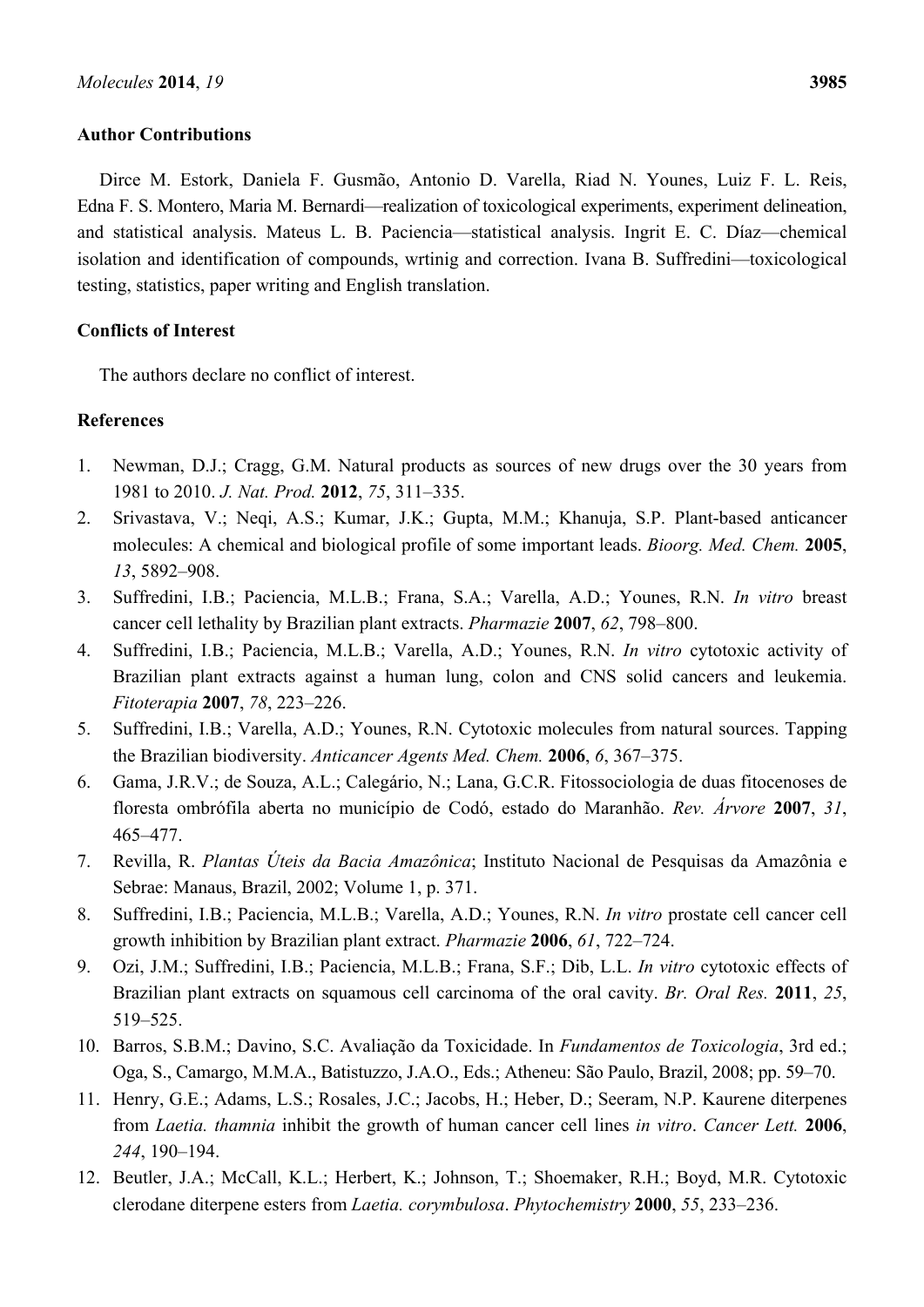## Author Contributions

Dirce M. Estork, Daniela F. Gusmão, Antonio D. Varella, Riad N. Younes, Luiz F. L. Reis, Edna F. S. Montero, Maria M. Bernardi—realization of toxicological experiments, experiment delineation, and statistical analysis. Mateus L. B. Paciencia—statistical analysis. Ingrit E. C. Díaz—chemical isolation and identification of compounds, wrtinig and correction. Ivana B. Suffredini—toxicological testing, statistics, paper writing and English translation.

## Conflicts of Interest

The authors declare no conflict of interest.

## References

1. Newman, D.J.; Cragg, G.M. Natural products as sources of new drugs over the 30 years from 1981 to 2010. *J. Nat. Prod.* **2012**, *75*, 311–335.
2. Srivastava, V.; Neqi, A.S.; Kumar, J.K.; Gupta, M.M.; Khanuja, S.P. Plant-based anticancer molecules: A chemical and biological profile of some important leads. *Bioorg. Med. Chem.* **2005**, *13*, 5892–908.
3. Suffredini, I.B.; Paciencia, M.L.B.; Frana, S.A.; Varella, A.D.; Younes, R.N. *In vitro* breast cancer cell lethality by Brazilian plant extracts. *Pharmazie* **2007**, *62*, 798–800.
4. Suffredini, I.B.; Paciencia, M.L.B.; Varella, A.D.; Younes, R.N. *In vitro* cytotoxic activity of Brazilian plant extracts against a human lung, colon and CNS solid cancers and leukemia. *Fitoterapia* **2007**, *78*, 223–226.
5. Suffredini, I.B.; Varella, A.D.; Younes, R.N. Cytotoxic molecules from natural sources. Tapping the Brazilian biodiversity. *Anticancer Agents Med. Chem.* **2006**, *6*, 367–375.
6. Gama, J.R.V.; de Souza, A.L.; Calegário, N.; Lana, G.C.R. Fitossociologia de duas fitocenoses de floresta ombrófila aberta no município de Codó, estado do Maranhão. *Rev. Árvore* **2007**, *31*, 465–477.
7. Revilla, R. *Plantas Úteis da Bacia Amazônica*; Instituto Nacional de Pesquisas da Amazônia e Sebrae: Manaus, Brazil, 2002; Volume 1, p. 371.
8. Suffredini, I.B.; Paciencia, M.L.B.; Varella, A.D.; Younes, R.N. *In vitro* prostate cell cancer cell growth inhibition by Brazilian plant extract. *Pharmazie* **2006**, *61*, 722–724.
9. Ozi, J.M.; Suffredini, I.B.; Paciencia, M.L.B.; Frana, S.F.; Dib, L.L. *In vitro* cytotoxic effects of Brazilian plant extracts on squamous cell carcinoma of the oral cavity. *Br. Oral Res.* **2011**, *25*, 519–525.
10. Barros, S.B.M.; Davino, S.C. Avaliação da Toxicidade. In *Fundamentos de Toxicologia*, 3rd ed.; Oga, S., Camargo, M.M.A., Batistuzzo, J.A.O., Eds.; Atheneu: São Paulo, Brazil, 2008; pp. 59–70.
11. Henry, G.E.; Adams, L.S.; Rosales, J.C.; Jacobs, H.; Heber, D.; Seeram, N.P. Kaurene diterpenes from *Laetia. thamnia* inhibit the growth of human cancer cell lines *in vitro*. *Cancer Lett.* **2006**, *244*, 190–194.
12. Beutler, J.A.; McCall, K.L.; Herbert, K.; Johnson, T.; Shoemaker, R.H.; Boyd, M.R. Cytotoxic clerodane diterpene esters from *Laetia. corymbulosa*. *Phytochemistry* **2000**, *55*, 233–236.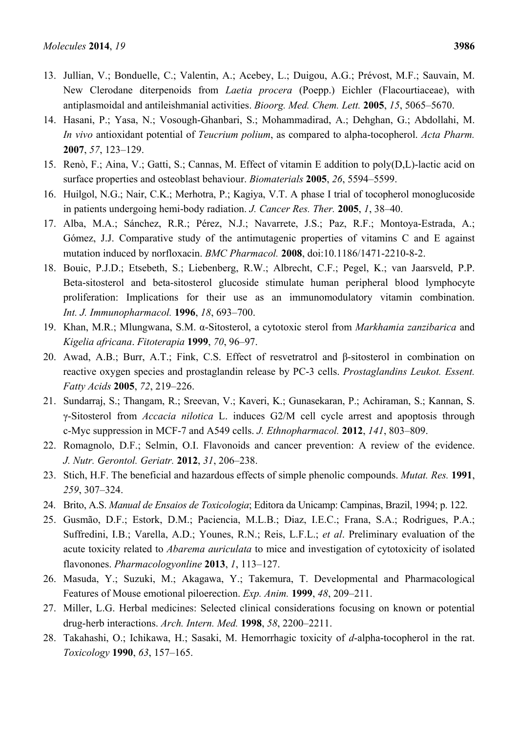13. Jullian, V.; Bonduelle, C.; Valentin, A.; Acebey, L.; Duigou, A.G.; Prévost, M.F.; Sauvain, M. New Clerodane diterpenoids from *Laetia procera* (Poepp.) Eichler (Flacourtiaceae), with antiplasmoidal and antileishmanial activities. *Bioorg. Med. Chem. Lett.* **2005**, *15*, 5065–5670.
14. Hasani, P.; Yasa, N.; Vosough-Ghanbari, S.; Mohammadirad, A.; Dehghan, G.; Abdollahi, M. *In vivo* antioxidant potential of *Teucrium polium*, as compared to alpha-tocopherol. *Acta Pharm.* **2007**, *57*, 123–129.
15. Renò, F.; Aina, V.; Gatti, S.; Cannas, M. Effect of vitamin E addition to poly(D,L)-lactic acid on surface properties and osteoblast behaviour. *Biomaterials* **2005**, *26*, 5594–5599.
16. Huilgol, N.G.; Nair, C.K.; Merhotra, P.; Kagiya, V.T. A phase I trial of tocopherol monoglucoside in patients undergoing hemi-body radiation. *J. Cancer Res. Ther.* **2005**, *1*, 38–40.
17. Alba, M.A.; Sánchez, R.R.; Pérez, N.J.; Navarrete, J.S.; Paz, R.F.; Montoya-Estrada, A.; Gómez, J.J. Comparative study of the antimutagenic properties of vitamins C and E against mutation induced by norfloxacin. *BMC Pharmacol.* **2008**, doi:10.1186/1471-2210-8-2.
18. Bouic, P.J.D.; Etsebeth, S.; Liebenberg, R.W.; Albrecht, C.F.; Pegel, K.; van Jaarsveld, P.P. Beta-sitosterol and beta-sitosterol glucoside stimulate human peripheral blood lymphocyte proliferation: Implications for their use as an immunomodulatory vitamin combination. *Int. J. Immunopharmacol.* **1996**, *18*, 693–700.
19. Khan, M.R.; Mlungwana, S.M. α-Sitosterol, a cytotoxic sterol from *Markhamia zanzibarica* and *Kigelia africana*. *Fitoterapia* **1999**, *70*, 96–97.
20. Awad, A.B.; Burr, A.T.; Fink, C.S. Effect of resvetratrol and β-sitosterol in combination on reactive oxygen species and prostaglandin release by PC-3 cells. *Prostaglandins Leukot. Essent. Fatty Acids* **2005**, *72*, 219–226.
21. Sundarraj, S.; Thangam, R.; Sreevan, V.; Kaveri, K.; Gunasekaran, P.; Achiraman, S.; Kannan, S. γ-Sitosterol from *Accacia nilotica* L. induces G2/M cell cycle arrest and apoptosis through c-Myc suppression in MCF-7 and A549 cells. *J. Ethnopharmacol.* **2012**, *141*, 803–809.
22. Romagnolo, D.F.; Selmin, O.I. Flavonoids and cancer prevention: A review of the evidence. *J. Nutr. Gerontol. Geriatr.* **2012**, *31*, 206–238.
23. Stich, H.F. The beneficial and hazardous effects of simple phenolic compounds. *Mutat. Res.* **1991**, *259*, 307–324.
24. Brito, A.S. *Manual de Ensaios de Toxicologia*; Editora da Unicamp: Campinas, Brazil, 1994; p. 122.
25. Gusmão, D.F.; Estork, D.M.; Paciencia, M.L.B.; Diaz, I.E.C.; Frana, S.A.; Rodrigues, P.A.; Suffredini, I.B.; Varella, A.D.; Younes, R.N.; Reis, L.F.L.; *et al*. Preliminary evaluation of the acute toxicity related to *Abarema auriculata* to mice and investigation of cytotoxicity of isolated flavonones. *Pharmacologyonline* **2013**, *1*, 113–127.
26. Masuda, Y.; Suzuki, M.; Akagawa, Y.; Takemura, T. Developmental and Pharmacological Features of Mouse emotional piloerection. *Exp. Anim.* **1999**, *48*, 209–211.
27. Miller, L.G. Herbal medicines: Selected clinical considerations focusing on known or potential drug-herb interactions. *Arch. Intern. Med.* **1998**, *58*, 2200–2211.
28. Takahashi, O.; Ichikawa, H.; Sasaki, M. Hemorrhagic toxicity of *d*-alpha-tocopherol in the rat. *Toxicology* **1990**, *63*, 157–165.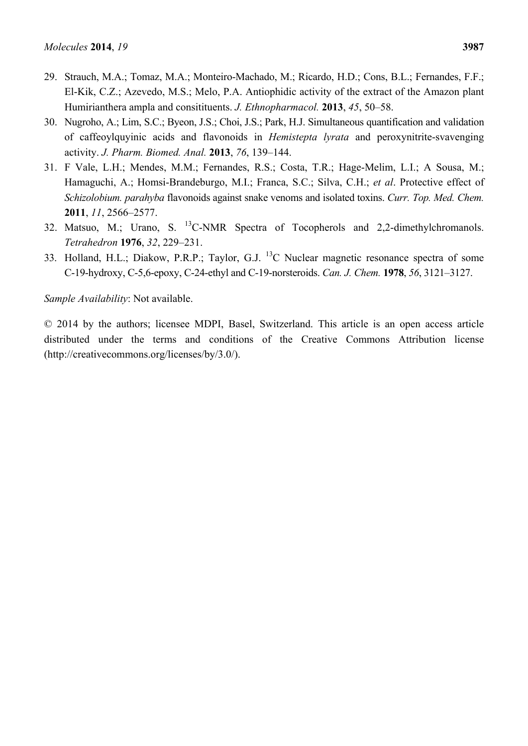29. Strauch, M.A.; Tomaz, M.A.; Monteiro-Machado, M.; Ricardo, H.D.; Cons, B.L.; Fernandes, F.F.; El-Kik, C.Z.; Azevedo, M.S.; Melo, P.A. Antiophidic activity of the extract of the Amazon plant Humirianthera ampla and consitituents. *J. Ethnopharmacol.* **2013**, *45*, 50–58.
30. Nugroho, A.; Lim, S.C.; Byeon, J.S.; Choi, J.S.; Park, H.J. Simultaneous quantification and validation of caffeoylquyinic acids and flavonoids in *Hemistepta lyrata* and peroxynitrite-svavenging activity. *J. Pharm. Biomed. Anal.* **2013**, *76*, 139–144.
31. F Vale, L.H.; Mendes, M.M.; Fernandes, R.S.; Costa, T.R.; Hage-Melim, L.I.; A Sousa, M.; Hamaguchi, A.; Homsi-Brandeburgo, M.I.; Franca, S.C.; Silva, C.H.; *et al*. Protective effect of *Schizolobium. parahyba* flavonoids against snake venoms and isolated toxins. *Curr. Top. Med. Chem.* **2011**, *11*, 2566–2577.
32. Matsuo, M.; Urano, S. $^{13}$C-NMR Spectra of Tocopherols and 2,2-dimethylchromanols. *Tetrahedron* **1976**, *32*, 229–231.
33. Holland, H.L.; Diakow, P.R.P.; Taylor, G.J. $^{13}$C Nuclear magnetic resonance spectra of some C-19-hydroxy, C-5,6-epoxy, C-24-ethyl and C-19-norsteroids. *Can. J. Chem.* **1978**, *56*, 3121–3127.

*Sample Availability*: Not available.

© 2014 by the authors; licensee MDPI, Basel, Switzerland. This article is an open access article distributed under the terms and conditions of the Creative Commons Attribution license (http://creativecommons.org/licenses/by/3.0/).